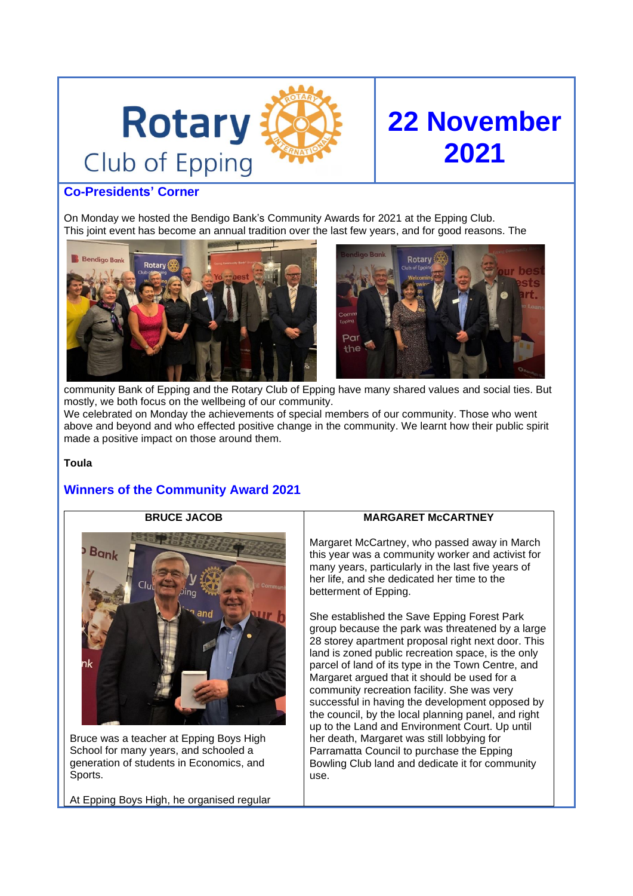# Rotary Club of Epping

## 22 November 2021

## Co-Presidents' Corner

On Monday we hosted the Bendigo Bank's Community Awards for 2021 at the Epping Club. This joint event has become an annual tradition over the last few years, and for good reasons. The community Bank of Epping and the Rotary Club of Epping have many shared values and social ties. But mostly, we both focus on the wellbeing of our community.

We celebrated on Monday the achievements of special members of our community. Those who went above and beyond and who effected positive change in the community. We learnt how their public spirit made a positive impact on those around them.

**Toula**

## Winners of the Community Award 2021

| BRUCE JACOB | MARGARET McCARTNEY |
|---|---|
| Bruce was a teacher at Epping Boys High School for many years, and schooled a generation of students in Economics, and Sports.<br><br>At Epping Boys High, he organised regular | Margaret McCartney, who passed away in March this year was a community worker and activist for many years, particularly in the last five years of her life, and she dedicated her time to the betterment of Epping.<br><br>She established the Save Epping Forest Park group because the park was threatened by a large 28 storey apartment proposal right next door. This land is zoned public recreation space, is the only parcel of land of its type in the Town Centre, and Margaret argued that it should be used for a community recreation facility. She was very successful in having the development opposed by the council, by the local planning panel, and right up to the Land and Environment Court. Up until her death, Margaret was still lobbying for Parramatta Council to purchase the Epping Bowling Club land and dedicate it for community use. |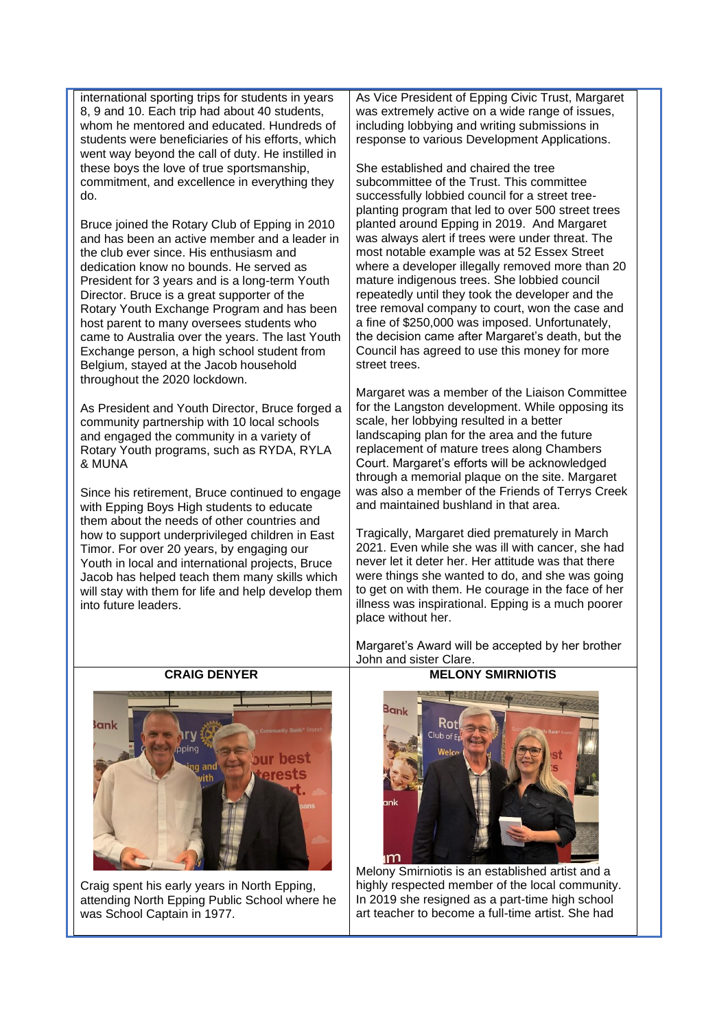international sporting trips for students in years 8, 9 and 10. Each trip had about 40 students, whom he mentored and educated. Hundreds of students were beneficiaries of his efforts, which went way beyond the call of duty. He instilled in these boys the love of true sportsmanship, commitment, and excellence in everything they do.

Bruce joined the Rotary Club of Epping in 2010 and has been an active member and a leader in the club ever since. His enthusiasm and dedication know no bounds. He served as President for 3 years and is a long-term Youth Director. Bruce is a great supporter of the Rotary Youth Exchange Program and has been host parent to many oversees students who came to Australia over the years. The last Youth Exchange person, a high school student from Belgium, stayed at the Jacob household throughout the 2020 lockdown.

As President and Youth Director, Bruce forged a community partnership with 10 local schools and engaged the community in a variety of Rotary Youth programs, such as RYDA, RYLA & MUNA

Since his retirement, Bruce continued to engage with Epping Boys High students to educate them about the needs of other countries and how to support underprivileged children in East Timor. For over 20 years, by engaging our Youth in local and international projects, Bruce Jacob has helped teach them many skills which will stay with them for life and help develop them into future leaders.

As Vice President of Epping Civic Trust, Margaret was extremely active on a wide range of issues, including lobbying and writing submissions in response to various Development Applications.

She established and chaired the tree subcommittee of the Trust. This committee successfully lobbied council for a street tree-planting program that led to over 500 street trees planted around Epping in 2019. And Margaret was always alert if trees were under threat. The most notable example was at 52 Essex Street where a developer illegally removed more than 20 mature indigenous trees. She lobbied council repeatedly until they took the developer and the tree removal company to court, won the case and a fine of $250,000 was imposed. Unfortunately, the decision came after Margaret's death, but the Council has agreed to use this money for more street trees.

Margaret was a member of the Liaison Committee for the Langston development. While opposing its scale, her lobbying resulted in a better landscaping plan for the area and the future replacement of mature trees along Chambers Court. Margaret's efforts will be acknowledged through a memorial plaque on the site. Margaret was also a member of the Friends of Terrys Creek and maintained bushland in that area.

Tragically, Margaret died prematurely in March 2021. Even while she was ill with cancer, she had never let it deter her. Her attitude was that there were things she wanted to do, and she was going to get on with them. He courage in the face of her illness was inspirational. Epping is a much poorer place without her.

Margaret's Award will be accepted by her brother John and sister Clare.

**CRAIG DENYER**

Craig spent his early years in North Epping, attending North Epping Public School where he was School Captain in 1977.

**MELONY SMIRNIOTIS**

Melony Smirniotis is an established artist and a highly respected member of the local community. In 2019 she resigned as a part-time high school art teacher to become a full-time artist. She had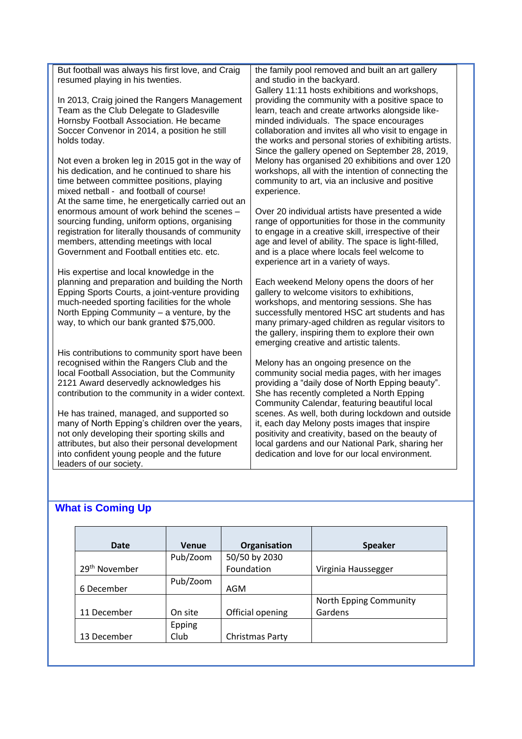But football was always his first love, and Craig resumed playing in his twenties.

In 2013, Craig joined the Rangers Management Team as the Club Delegate to Gladesville Hornsby Football Association. He became Soccer Convenor in 2014, a position he still holds today.

Not even a broken leg in 2015 got in the way of his dedication, and he continued to share his time between committee positions, playing mixed netball - and football of course!
At the same time, he energetically carried out an enormous amount of work behind the scenes – sourcing funding, uniform options, organising registration for literally thousands of community members, attending meetings with local Government and Football entities etc. etc.

His expertise and local knowledge in the planning and preparation and building the North Epping Sports Courts, a joint-venture providing much-needed sporting facilities for the whole North Epping Community – a venture, by the way, to which our bank granted $75,000.

His contributions to community sport have been recognised within the Rangers Club and the local Football Association, but the Community 2121 Award deservedly acknowledges his contribution to the community in a wider context.

He has trained, managed, and supported so many of North Epping's children over the years, not only developing their sporting skills and attributes, but also their personal development into confident young people and the future leaders of our society.

the family pool removed and built an art gallery and studio in the backyard.
Gallery 11:11 hosts exhibitions and workshops, providing the community with a positive space to learn, teach and create artworks alongside like-minded individuals. The space encourages collaboration and invites all who visit to engage in the works and personal stories of exhibiting artists. Since the gallery opened on September 28, 2019, Melony has organised 20 exhibitions and over 120 workshops, all with the intention of connecting the community to art, via an inclusive and positive experience.

Over 20 individual artists have presented a wide range of opportunities for those in the community to engage in a creative skill, irrespective of their age and level of ability. The space is light-filled, and is a place where locals feel welcome to experience art in a variety of ways.

Each weekend Melony opens the doors of her gallery to welcome visitors to exhibitions, workshops, and mentoring sessions. She has successfully mentored HSC art students and has many primary-aged children as regular visitors to the gallery, inspiring them to explore their own emerging creative and artistic talents.

Melony has an ongoing presence on the community social media pages, with her images providing a "daily dose of North Epping beauty". She has recently completed a North Epping Community Calendar, featuring beautiful local scenes. As well, both during lockdown and outside it, each day Melony posts images that inspire positivity and creativity, based on the beauty of local gardens and our National Park, sharing her dedication and love for our local environment.

## What is Coming Up

| Date | Venue | Organisation | Speaker |
|---|---|---|---|
| 29th November | Pub/Zoom | 50/50 by 2030 Foundation | Virginia Haussegger |
| 6 December | Pub/Zoom | AGM | |
| 11 December | On site | Official opening | North Epping Community Gardens |
| 13 December | Epping Club | Christmas Party | |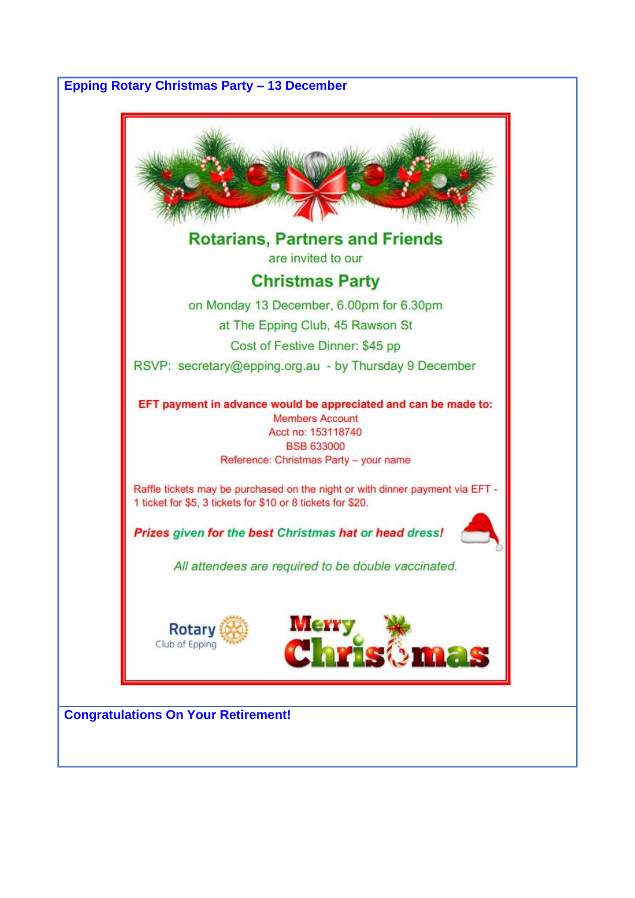## Epping Rotary Christmas Party – 13 December

**Rotarians, Partners and Friends**

are invited to our

**Christmas Party**

on Monday 13 December, 6.00pm for 6.30pm

at The Epping Club, 45 Rawson St

Cost of Festive Dinner: $45 pp

RSVP: secretary@epping.org.au - by Thursday 9 December

**EFT payment in advance would be appreciated and can be made to:**

Members Account

Acct no: 153118740

BSB 633000

Reference: Christmas Party – your name

Raffle tickets may be purchased on the night or with dinner payment via EFT - 1 ticket for $5, 3 tickets for $10 or 8 tickets for $20.

***Prizes given for the best Christmas hat or head dress!***

*All attendees are required to be double vaccinated.*

Rotary Club of Epping

Merry Christmas

## Congratulations On Your Retirement!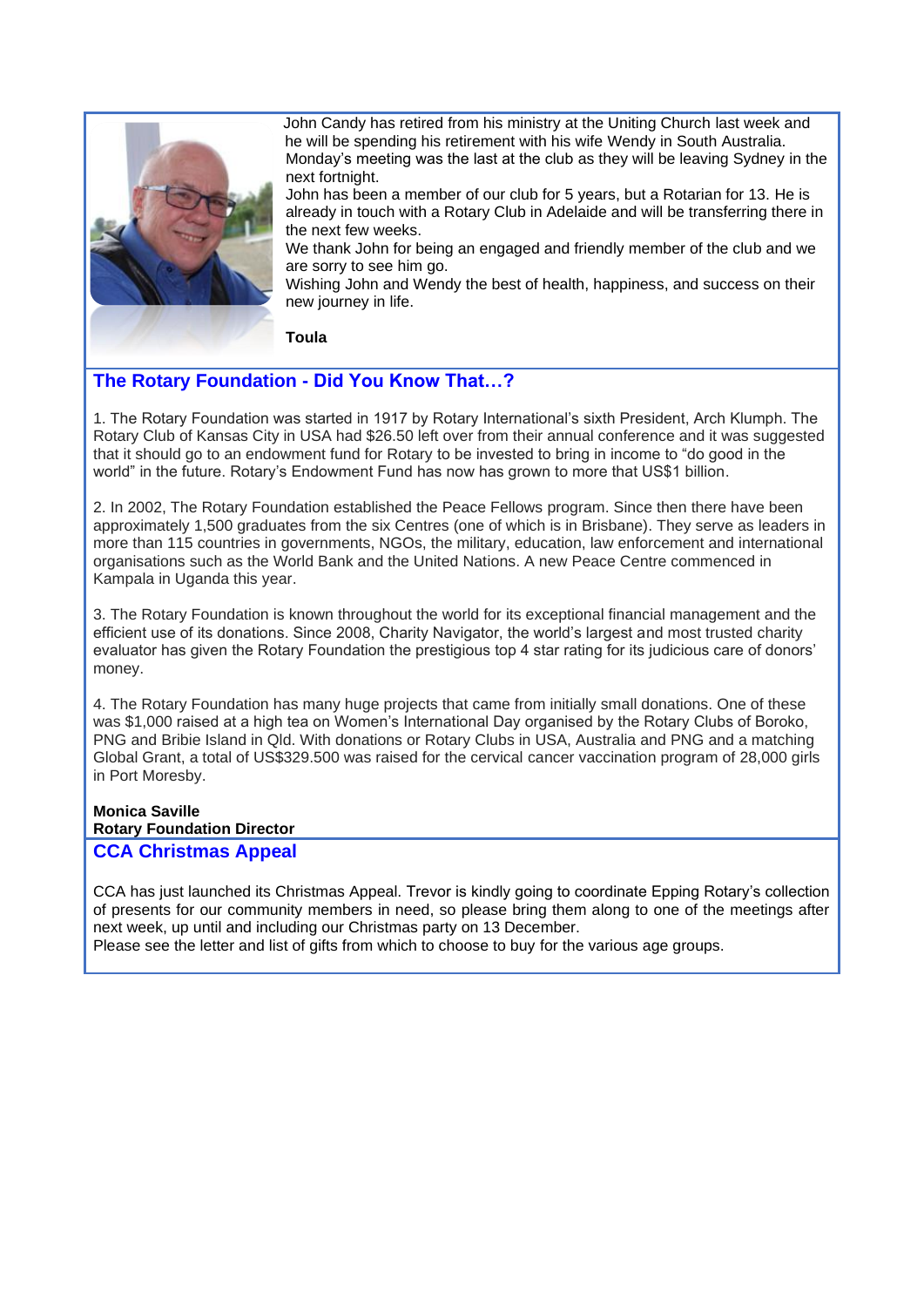John Candy has retired from his ministry at the Uniting Church last week and he will be spending his retirement with his wife Wendy in South Australia. Monday's meeting was the last at the club as they will be leaving Sydney in the next fortnight.

John has been a member of our club for 5 years, but a Rotarian for 13. He is already in touch with a Rotary Club in Adelaide and will be transferring there in the next few weeks.

We thank John for being an engaged and friendly member of the club and we are sorry to see him go.

Wishing John and Wendy the best of health, happiness, and success on their new journey in life.

**Toula**

## The Rotary Foundation - Did You Know That…?

1. The Rotary Foundation was started in 1917 by Rotary International's sixth President, Arch Klumph. The Rotary Club of Kansas City in USA had $26.50 left over from their annual conference and it was suggested that it should go to an endowment fund for Rotary to be invested to bring in income to "do good in the world" in the future. Rotary's Endowment Fund has now has grown to more that US$1 billion.

2. In 2002, The Rotary Foundation established the Peace Fellows program. Since then there have been approximately 1,500 graduates from the six Centres (one of which is in Brisbane). They serve as leaders in more than 115 countries in governments, NGOs, the military, education, law enforcement and international organisations such as the World Bank and the United Nations. A new Peace Centre commenced in Kampala in Uganda this year.

3. The Rotary Foundation is known throughout the world for its exceptional financial management and the efficient use of its donations. Since 2008, Charity Navigator, the world's largest and most trusted charity evaluator has given the Rotary Foundation the prestigious top 4 star rating for its judicious care of donors' money.

4. The Rotary Foundation has many huge projects that came from initially small donations. One of these was $1,000 raised at a high tea on Women's International Day organised by the Rotary Clubs of Boroko, PNG and Bribie Island in Qld. With donations or Rotary Clubs in USA, Australia and PNG and a matching Global Grant, a total of US$329.500 was raised for the cervical cancer vaccination program of 28,000 girls in Port Moresby.

**Monica Saville**
**Rotary Foundation Director**

## CCA Christmas Appeal

CCA has just launched its Christmas Appeal. Trevor is kindly going to coordinate Epping Rotary's collection of presents for our community members in need, so please bring them along to one of the meetings after next week, up until and including our Christmas party on 13 December.

Please see the letter and list of gifts from which to choose to buy for the various age groups.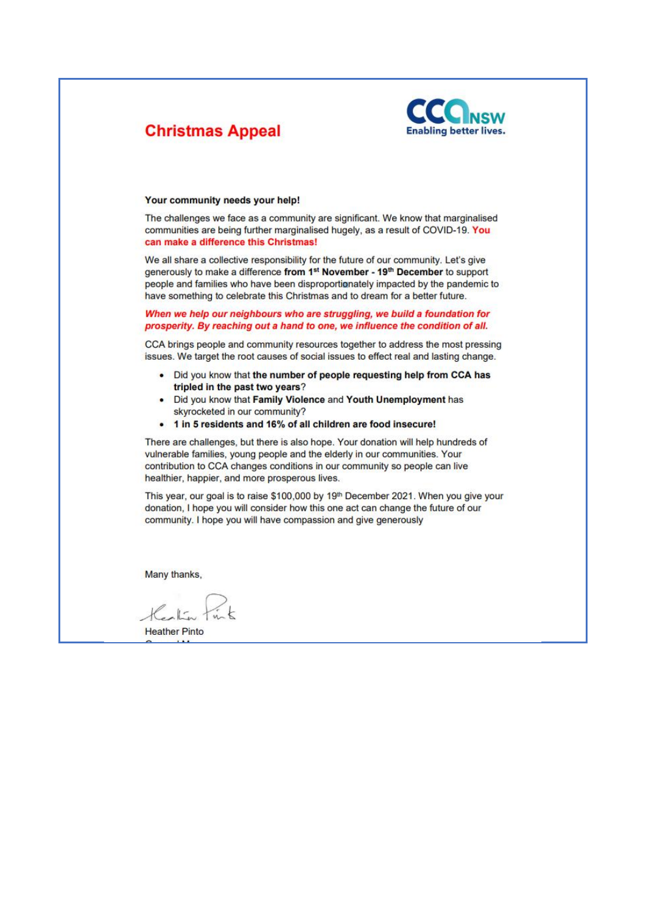# Christmas Appeal

CCA NSW
Enabling better lives.

**Your community needs your help!**

The challenges we face as a community are significant. We know that marginalised communities are being further marginalised hugely, as a result of COVID-19. **You can make a difference this Christmas!**

We all share a collective responsibility for the future of our community. Let's give generously to make a difference **from 1st November - 19th December** to support people and families who have been disproportionately impacted by the pandemic to have something to celebrate this Christmas and to dream for a better future.

***When we help our neighbours who are struggling, we build a foundation for prosperity. By reaching out a hand to one, we influence the condition of all.***

CCA brings people and community resources together to address the most pressing issues. We target the root causes of social issues to effect real and lasting change.

- Did you know that **the number of people requesting help from CCA has tripled in the past two years**?
- Did you know that **Family Violence** and **Youth Unemployment** has skyrocketed in our community?
- **1 in 5 residents and 16% of all children are food insecure!**

There are challenges, but there is also hope. Your donation will help hundreds of vulnerable families, young people and the elderly in our communities. Your contribution to CCA changes conditions in our community so people can live healthier, happier, and more prosperous lives.

This year, our goal is to raise $100,000 by 19th December 2021. When you give your donation, I hope you will consider how this one act can change the future of our community. I hope you will have compassion and give generously

Many thanks,

Heather Pinto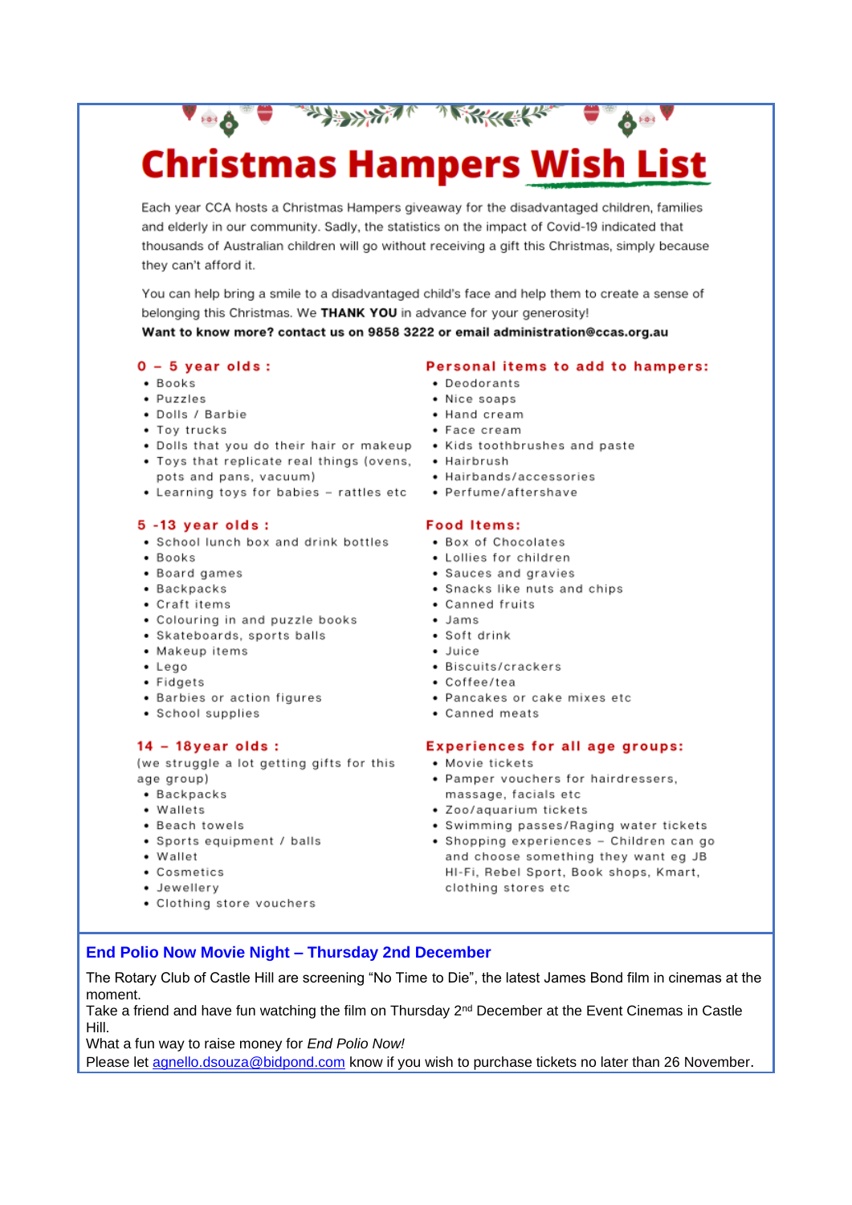# Christmas Hampers Wish List

Each year CCA hosts a Christmas Hampers giveaway for the disadvantaged children, families and elderly in our community. Sadly, the statistics on the impact of Covid-19 indicated that thousands of Australian children will go without receiving a gift this Christmas, simply because they can't afford it.

You can help bring a smile to a disadvantaged child's face and help them to create a sense of belonging this Christmas. We **THANK YOU** in advance for your generosity!

**Want to know more? contact us on 9858 3222 or email administration@ccas.org.au**

### 0 – 5 year olds :

- Books
- Puzzles
- Dolls / Barbie
- Toy trucks
- Dolls that you do their hair or makeup
- Toys that replicate real things (ovens, pots and pans, vacuum)
- Learning toys for babies – rattles etc

### 5 -13 year olds :

- School lunch box and drink bottles
- Books
- Board games
- Backpacks
- Craft items
- Colouring in and puzzle books
- Skateboards, sports balls
- Makeup items
- Lego
- Fidgets
- Barbies or action figures
- School supplies

### 14 – 18year olds :

(we struggle a lot getting gifts for this age group)

- Backpacks
- Wallets
- Beach towels
- Sports equipment / balls
- Wallet
- Cosmetics
- Jewellery
- Clothing store vouchers

### Personal items to add to hampers:

- Deodorants
- Nice soaps
- Hand cream
- Face cream
- Kids toothbrushes and paste
- Hairbrush
- Hairbands/accessories
- Perfume/aftershave

### Food Items:

- Box of Chocolates
- Lollies for children
- Sauces and gravies
- Snacks like nuts and chips
- Canned fruits
- Jams
- Soft drink
- Juice
- Biscuits/crackers
- Coffee/tea
- Pancakes or cake mixes etc
- Canned meats

### Experiences for all age groups:

- Movie tickets
- Pamper vouchers for hairdressers, massage, facials etc
- Zoo/aquarium tickets
- Swimming passes/Raging water tickets
- Shopping experiences – Children can go and choose something they want eg JB HI-Fi, Rebel Sport, Book shops, Kmart, clothing stores etc

## End Polio Now Movie Night – Thursday 2nd December

The Rotary Club of Castle Hill are screening "No Time to Die", the latest James Bond film in cinemas at the moment.
Take a friend and have fun watching the film on Thursday 2nd December at the Event Cinemas in Castle Hill.
What a fun way to raise money for *End Polio Now!*
Please let agnello.dsouza@bidpond.com know if you wish to purchase tickets no later than 26 November.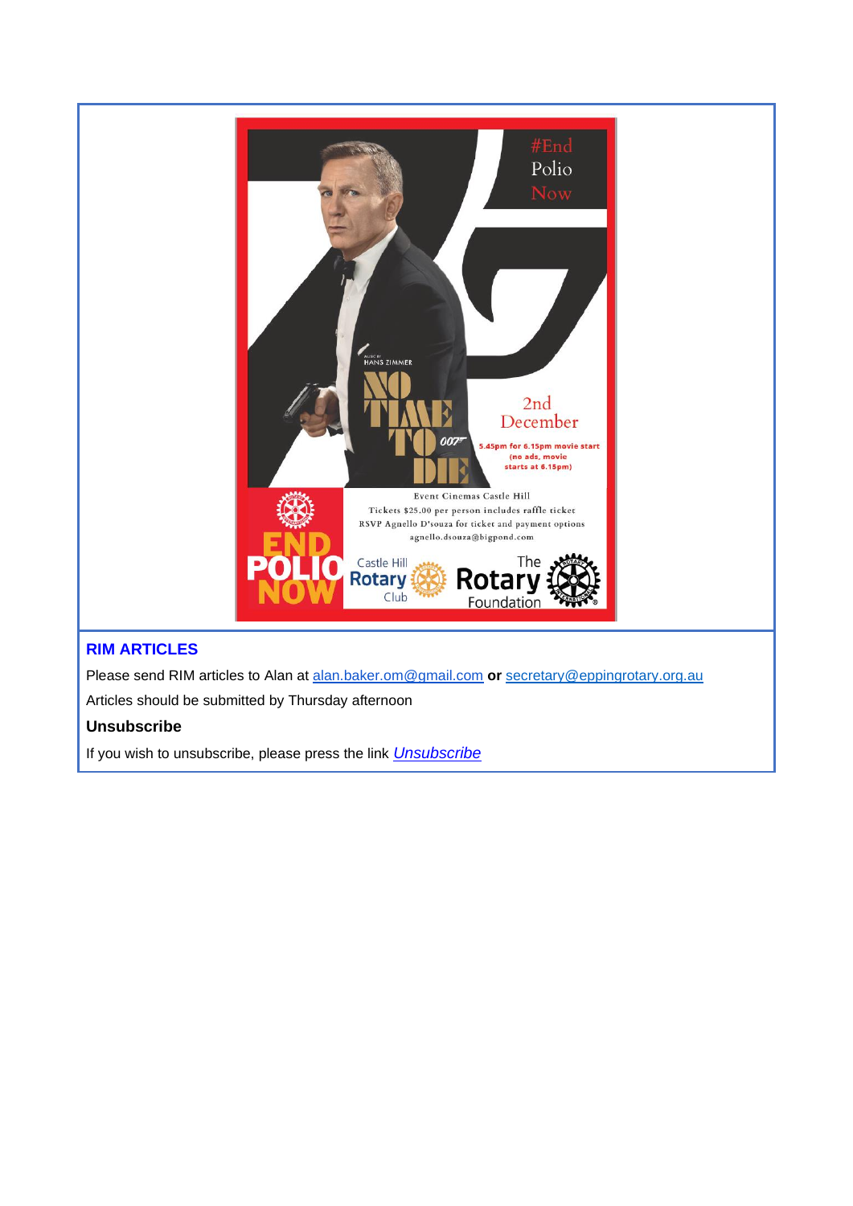#End
Polio
Now

MUSIC BY
HANS ZIMMER

NO TIME TO DIE
007

2nd
December

5.45pm for 6.15pm movie start
(no ads, movie
starts at 6.15pm)

Event Cinemas Castle Hill
Tickets $25.00 per person includes raffle ticket
RSVP Agnello D'souza for ticket and payment options
agnello.dsouza@bigpond.com

END POLIO NOW

Castle Hill Rotary Club

The Rotary Foundation

### RIM ARTICLES

Please send RIM articles to Alan at alan.baker.om@gmail.com **or** secretary@eppingrotary.org.au

Articles should be submitted by Thursday afternoon

**Unsubscribe**

If you wish to unsubscribe, please press the link *Unsubscribe*